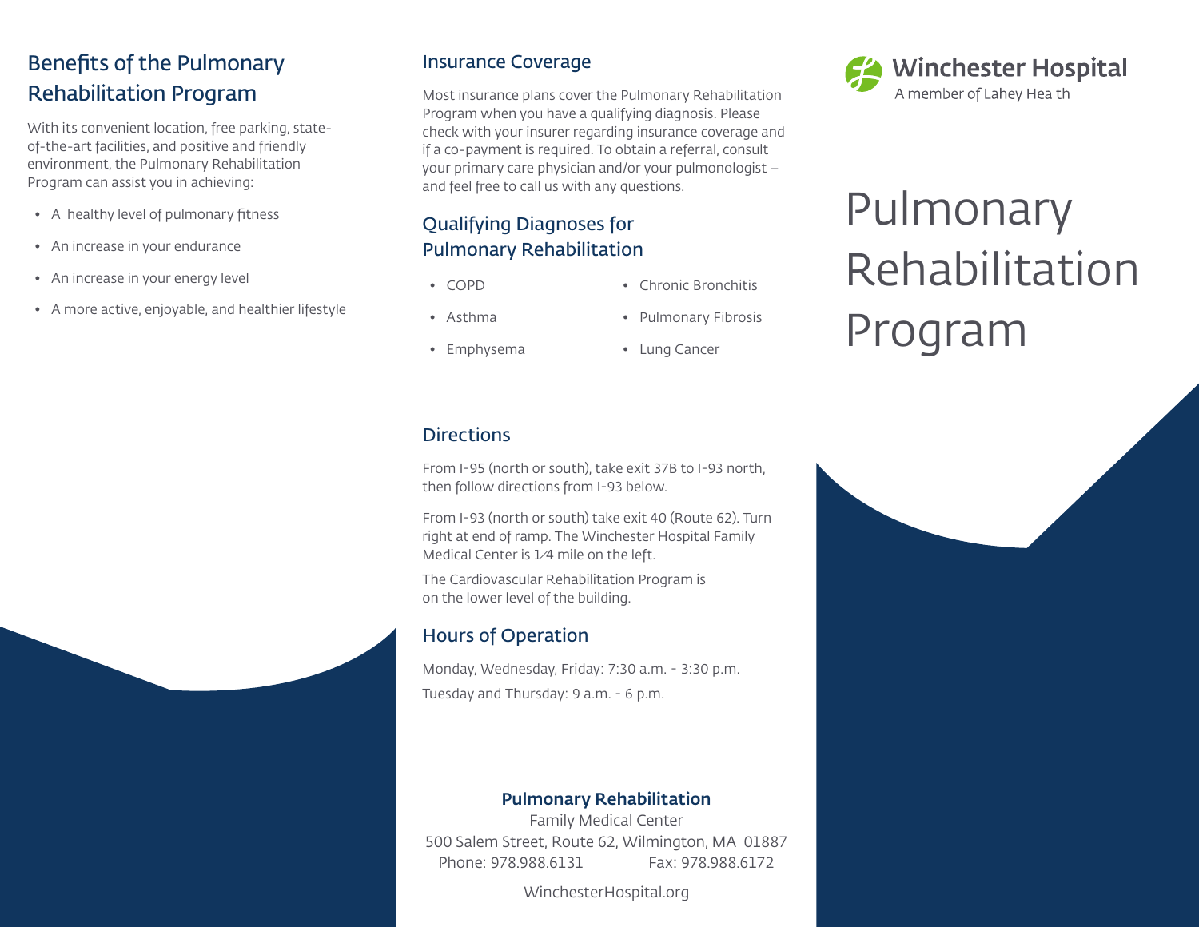## Benefits of the Pulmonary Rehabilitation Program

With its convenient location, free parking, state-of-the-art facilities, and positive and friendly environment, the Pulmonary Rehabilitation Program can assist you in achieving:

- A healthy level of pulmonary fitness
- An increase in your endurance
- An increase in your energy level
- A more active, enjoyable, and healthier lifestyle

## Insurance Coverage

Most insurance plans cover the Pulmonary Rehabilitation Program when you have a qualifying diagnosis. Please check with your insurer regarding insurance coverage and if a co-payment is required. To obtain a referral, consult your primary care physician and/or your pulmonologist – and feel free to call us with any questions.

## Qualifying Diagnoses for Pulmonary Rehabilitation

- COPD
- Asthma
- Emphysema
- Chronic Bronchitis
- Pulmonary Fibrosis
- Lung Cancer

## Directions

From I-95 (north or south), take exit 37B to I-93 north, then follow directions from I-93 below.

From I-93 (north or south) take exit 40 (Route 62). Turn right at end of ramp. The Winchester Hospital Family Medical Center is 1⁄4 mile on the left.

The Cardiovascular Rehabilitation Program is on the lower level of the building.

## Hours of Operation

Monday, Wednesday, Friday: 7:30 a.m. - 3:30 p.m.

Tuesday and Thursday: 9 a.m. - 6 p.m.

**Pulmonary Rehabilitation**

Family Medical Center

500 Salem Street, Route 62, Wilmington, MA 01887

Phone: 978.988.6131 Fax: 978.988.6172

WinchesterHospital.org

**Winchester Hospital**

A member of Lahey Health

# Pulmonary Rehabilitation Program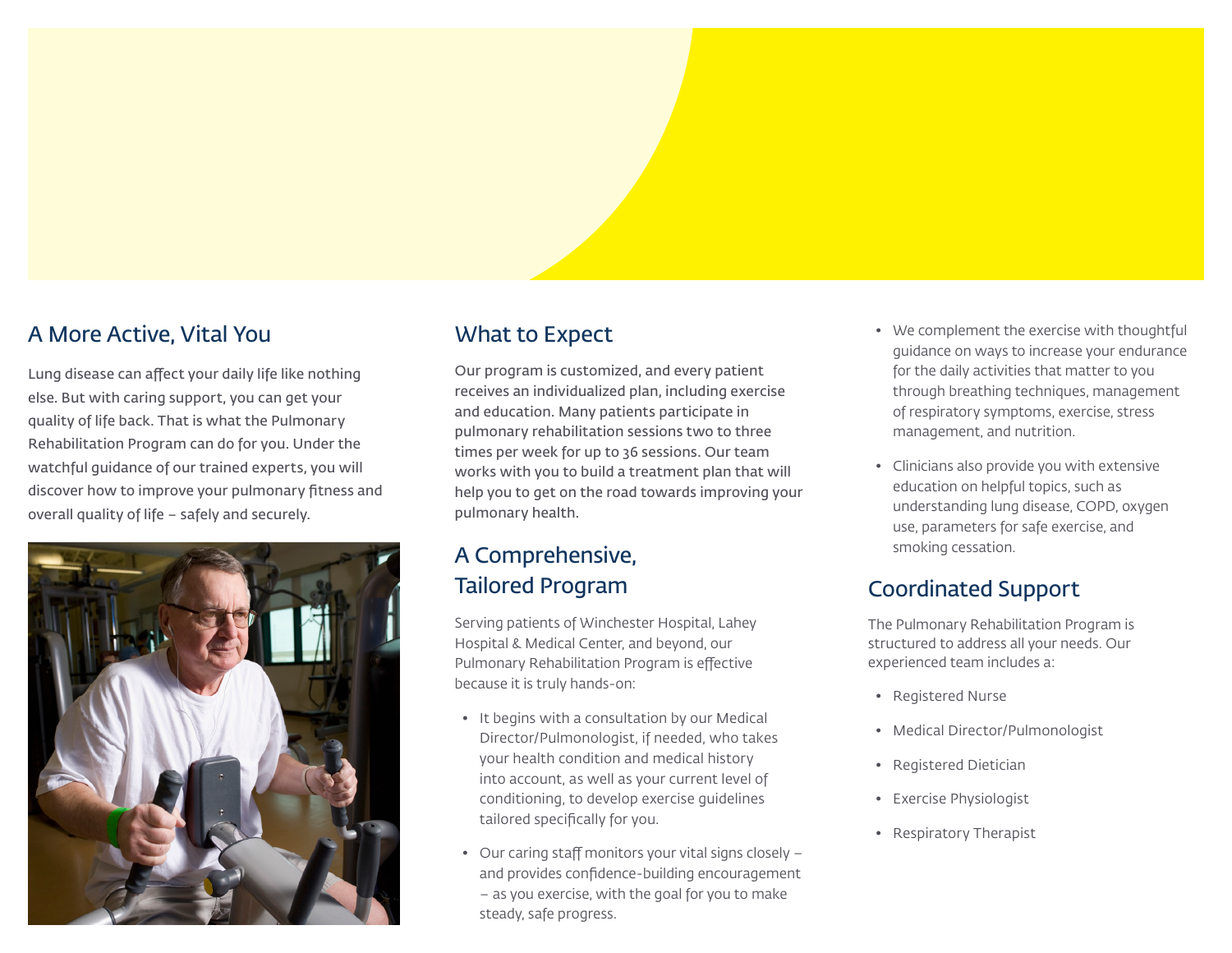## A More Active, Vital You

Lung disease can affect your daily life like nothing else. But with caring support, you can get your quality of life back. That is what the Pulmonary Rehabilitation Program can do for you. Under the watchful guidance of our trained experts, you will discover how to improve your pulmonary fitness and overall quality of life – safely and securely.

## What to Expect

Our program is customized, and every patient receives an individualized plan, including exercise and education. Many patients participate in pulmonary rehabilitation sessions two to three times per week for up to 36 sessions. Our team works with you to build a treatment plan that will help you to get on the road towards improving your pulmonary health.

## A Comprehensive, Tailored Program

Serving patients of Winchester Hospital, Lahey Hospital & Medical Center, and beyond, our Pulmonary Rehabilitation Program is effective because it is truly hands-on:

- It begins with a consultation by our Medical Director/Pulmonologist, if needed, who takes your health condition and medical history into account, as well as your current level of conditioning, to develop exercise guidelines tailored specifically for you.
- Our caring staff monitors your vital signs closely – and provides confidence-building encouragement – as you exercise, with the goal for you to make steady, safe progress.
- We complement the exercise with thoughtful guidance on ways to increase your endurance for the daily activities that matter to you through breathing techniques, management of respiratory symptoms, exercise, stress management, and nutrition.
- Clinicians also provide you with extensive education on helpful topics, such as understanding lung disease, COPD, oxygen use, parameters for safe exercise, and smoking cessation.

## Coordinated Support

The Pulmonary Rehabilitation Program is structured to address all your needs. Our experienced team includes a:

- Registered Nurse
- Medical Director/Pulmonologist
- Registered Dietician
- Exercise Physiologist
- Respiratory Therapist